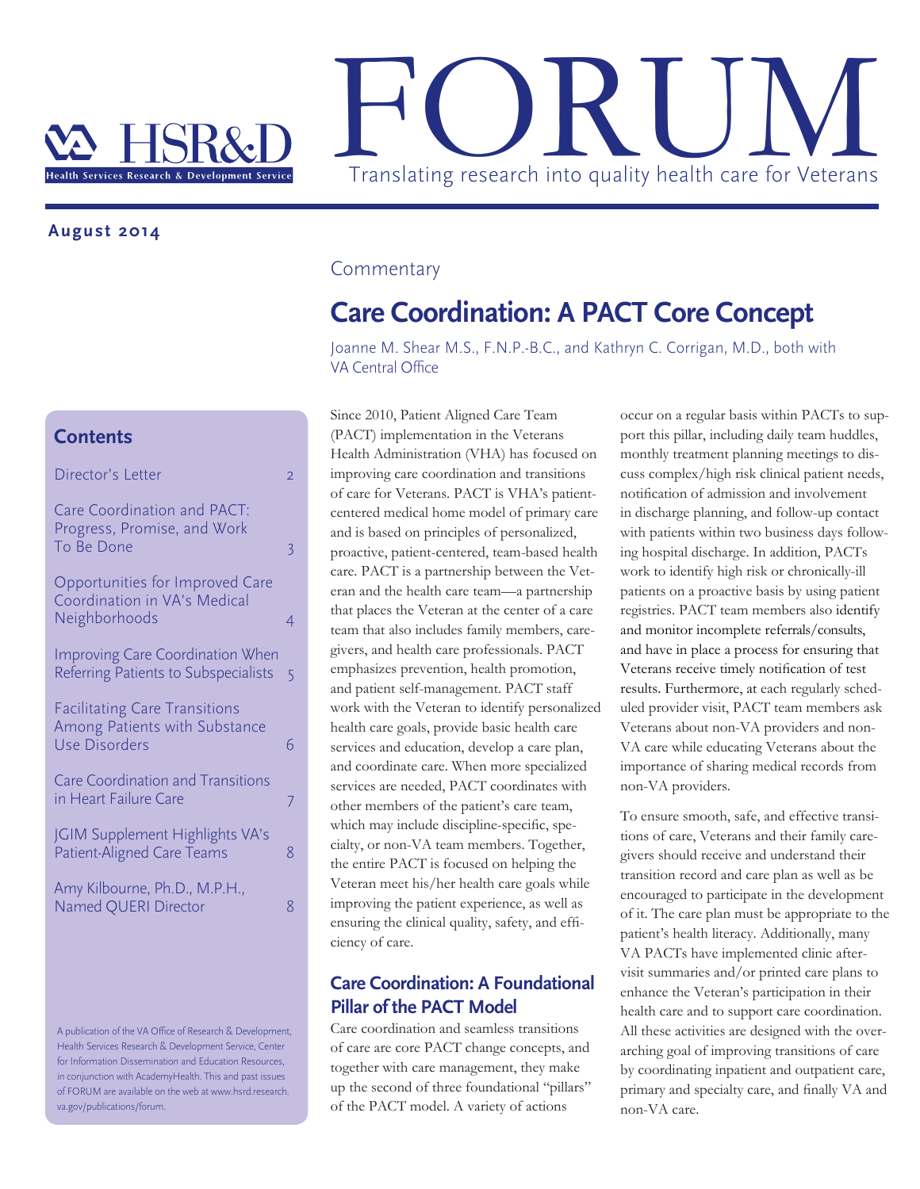# FORUM

Translating research into quality health care for Veterans

HSR&D Health Services Research & Development Service

**August 2014**

## Contents

| | |
|---|---|
| Director's Letter | 2 |
| Care Coordination and PACT: Progress, Promise, and Work To Be Done | 3 |
| Opportunities for Improved Care Coordination in VA's Medical Neighborhoods | 4 |
| Improving Care Coordination When Referring Patients to Subspecialists | 5 |
| Facilitating Care Transitions Among Patients with Substance Use Disorders | 6 |
| Care Coordination and Transitions in Heart Failure Care | 7 |
| JGIM Supplement Highlights VA's Patient-Aligned Care Teams | 8 |
| Amy Kilbourne, Ph.D., M.P.H., Named QUERI Director | 8 |

A publication of the VA Office of Research & Development, Health Services Research & Development Service, Center for Information Dissemination and Education Resources, in conjunction with AcademyHealth. This and past issues of FORUM are available on the web at www.hsrd.research.va.gov/publications/forum.

Commentary

## Care Coordination: A PACT Core Concept

Joanne M. Shear M.S., F.N.P.-B.C., and Kathryn C. Corrigan, M.D., both with VA Central Office

Since 2010, Patient Aligned Care Team (PACT) implementation in the Veterans Health Administration (VHA) has focused on improving care coordination and transitions of care for Veterans. PACT is VHA's patient-centered medical home model of primary care and is based on principles of personalized, proactive, patient-centered, team-based health care. PACT is a partnership between the Veteran and the health care team—a partnership that places the Veteran at the center of a care team that also includes family members, caregivers, and health care professionals. PACT emphasizes prevention, health promotion, and patient self-management. PACT staff work with the Veteran to identify personalized health care goals, provide basic health care services and education, develop a care plan, and coordinate care. When more specialized services are needed, PACT coordinates with other members of the patient's care team, which may include discipline-specific, specialty, or non-VA team members. Together, the entire PACT is focused on helping the Veteran meet his/her health care goals while improving the patient experience, as well as ensuring the clinical quality, safety, and efficiency of care.

### Care Coordination: A Foundational Pillar of the PACT Model

Care coordination and seamless transitions of care are core PACT change concepts, and together with care management, they make up the second of three foundational "pillars" of the PACT model. A variety of actions occur on a regular basis within PACTs to support this pillar, including daily team huddles, monthly treatment planning meetings to discuss complex/high risk clinical patient needs, notification of admission and involvement in discharge planning, and follow-up contact with patients within two business days following hospital discharge. In addition, PACTs work to identify high risk or chronically-ill patients on a proactive basis by using patient registries. PACT team members also identify and monitor incomplete referrals/consults, and have in place a process for ensuring that Veterans receive timely notification of test results. Furthermore, at each regularly scheduled provider visit, PACT team members ask Veterans about non-VA providers and non-VA care while educating Veterans about the importance of sharing medical records from non-VA providers.

To ensure smooth, safe, and effective transitions of care, Veterans and their family caregivers should receive and understand their transition record and care plan as well as be encouraged to participate in the development of it. The care plan must be appropriate to the patient's health literacy. Additionally, many VA PACTs have implemented clinic after-visit summaries and/or printed care plans to enhance the Veteran's participation in their health care and to support care coordination. All these activities are designed with the overarching goal of improving transitions of care by coordinating inpatient and outpatient care, primary and specialty care, and finally VA and non-VA care.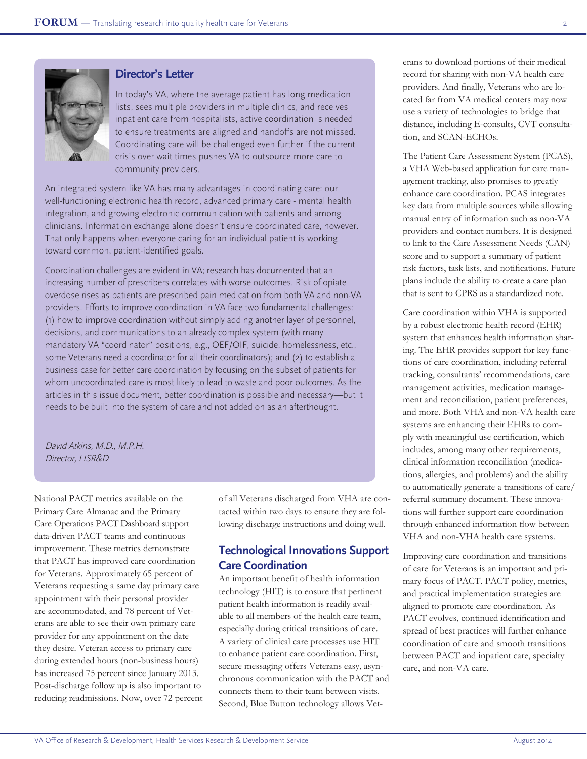## Director's Letter

In today's VA, where the average patient has long medication lists, sees multiple providers in multiple clinics, and receives inpatient care from hospitalists, active coordination is needed to ensure treatments are aligned and handoffs are not missed. Coordinating care will be challenged even further if the current crisis over wait times pushes VA to outsource more care to community providers.

An integrated system like VA has many advantages in coordinating care: our well-functioning electronic health record, advanced primary care - mental health integration, and growing electronic communication with patients and among clinicians. Information exchange alone doesn't ensure coordinated care, however. That only happens when everyone caring for an individual patient is working toward common, patient-identified goals.

Coordination challenges are evident in VA; research has documented that an increasing number of prescribers correlates with worse outcomes. Risk of opiate overdose rises as patients are prescribed pain medication from both VA and non-VA providers. Efforts to improve coordination in VA face two fundamental challenges: (1) how to improve coordination without simply adding another layer of personnel, decisions, and communications to an already complex system (with many mandatory VA "coordinator" positions, e.g., OEF/OIF, suicide, homelessness, etc., some Veterans need a coordinator for all their coordinators); and (2) to establish a business case for better care coordination by focusing on the subset of patients for whom uncoordinated care is most likely to lead to waste and poor outcomes. As the articles in this issue document, better coordination is possible and necessary—but it needs to be built into the system of care and not added on as an afterthought.

*David Atkins, M.D., M.P.H.*
*Director, HSR&D*

National PACT metrics available on the Primary Care Almanac and the Primary Care Operations PACT Dashboard support data-driven PACT teams and continuous improvement. These metrics demonstrate that PACT has improved care coordination for Veterans. Approximately 65 percent of Veterans requesting a same day primary care appointment with their personal provider are accommodated, and 78 percent of Veterans are able to see their own primary care provider for any appointment on the date they desire. Veteran access to primary care during extended hours (non-business hours) has increased 75 percent since January 2013. Post-discharge follow up is also important to reducing readmissions. Now, over 72 percent of all Veterans discharged from VHA are contacted within two days to ensure they are following discharge instructions and doing well.

## Technological Innovations Support Care Coordination

An important benefit of health information technology (HIT) is to ensure that pertinent patient health information is readily available to all members of the health care team, especially during critical transitions of care. A variety of clinical care processes use HIT to enhance patient care coordination. First, secure messaging offers Veterans easy, asynchronous communication with the PACT and connects them to their team between visits. Second, Blue Button technology allows Veterans to download portions of their medical record for sharing with non-VA health care providers. And finally, Veterans who are located far from VA medical centers may now use a variety of technologies to bridge that distance, including E-consults, CVT consultation, and SCAN-ECHOs.

The Patient Care Assessment System (PCAS), a VHA Web-based application for care management tracking, also promises to greatly enhance care coordination. PCAS integrates key data from multiple sources while allowing manual entry of information such as non-VA providers and contact numbers. It is designed to link to the Care Assessment Needs (CAN) score and to support a summary of patient risk factors, task lists, and notifications. Future plans include the ability to create a care plan that is sent to CPRS as a standardized note.

Care coordination within VHA is supported by a robust electronic health record (EHR) system that enhances health information sharing. The EHR provides support for key functions of care coordination, including referral tracking, consultants' recommendations, care management activities, medication management and reconciliation, patient preferences, and more. Both VHA and non-VA health care systems are enhancing their EHRs to comply with meaningful use certification, which includes, among many other requirements, clinical information reconciliation (medications, allergies, and problems) and the ability to automatically generate a transitions of care/referral summary document. These innovations will further support care coordination through enhanced information flow between VHA and non-VHA health care systems.

Improving care coordination and transitions of care for Veterans is an important and primary focus of PACT. PACT policy, metrics, and practical implementation strategies are aligned to promote care coordination. As PACT evolves, continued identification and spread of best practices will further enhance coordination of care and smooth transitions between PACT and inpatient care, specialty care, and non-VA care.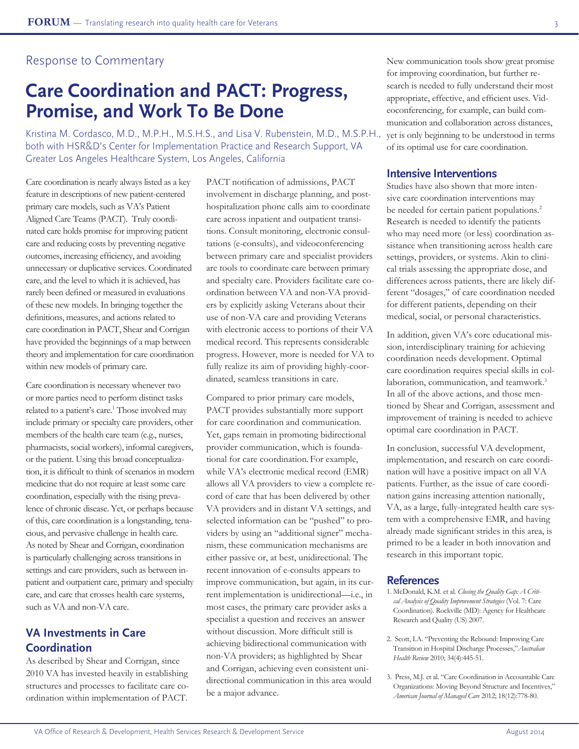Response to Commentary

# Care Coordination and PACT: Progress, Promise, and Work To Be Done

Kristina M. Cordasco, M.D., M.P.H., M.S.H.S., and Lisa V. Rubenstein, M.D., M.S.P.H., both with HSR&D's Center for Implementation Practice and Research Support, VA Greater Los Angeles Healthcare System, Los Angeles, California

Care coordination is nearly always listed as a key feature in descriptions of new patient-centered primary care models, such as VA's Patient Aligned Care Teams (PACT). Truly coordinated care holds promise for improving patient care and reducing costs by preventing negative outcomes, increasing efficiency, and avoiding unnecessary or duplicative services. Coordinated care, and the level to which it is achieved, has rarely been defined or measured in evaluations of these new models. In bringing together the definitions, measures, and actions related to care coordination in PACT, Shear and Corrigan have provided the beginnings of a map between theory and implementation for care coordination within new models of primary care.

Care coordination is necessary whenever two or more parties need to perform distinct tasks related to a patient's care.[1] Those involved may include primary or specialty care providers, other members of the health care team (e.g., nurses, pharmacists, social workers), informal caregivers, or the patient. Using this broad conceptualization, it is difficult to think of scenarios in modern medicine that do not require at least some care coordination, especially with the rising prevalence of chronic disease. Yet, or perhaps because of this, care coordination is a longstanding, tenacious, and pervasive challenge in health care. As noted by Shear and Corrigan, coordination is particularly challenging across transitions in settings and care providers, such as between inpatient and outpatient care, primary and specialty care, and care that crosses health care systems, such as VA and non-VA care.

## VA Investments in Care Coordination

As described by Shear and Corrigan, since 2010 VA has invested heavily in establishing structures and processes to facilitate care coordination within implementation of PACT. PACT notification of admissions, PACT involvement in discharge planning, and post-hospitalization phone calls aim to coordinate care across inpatient and outpatient transitions. Consult monitoring, electronic consultations (e-consults), and videoconferencing between primary care and specialist providers are tools to coordinate care between primary and specialty care. Providers facilitate care coordination between VA and non-VA providers by explicitly asking Veterans about their use of non-VA care and providing Veterans with electronic access to portions of their VA medical record. This represents considerable progress. However, more is needed for VA to fully realize its aim of providing highly-coordinated, seamless transitions in care.

Compared to prior primary care models, PACT provides substantially more support for care coordination and communication. Yet, gaps remain in promoting bidirectional provider communication, which is foundational for care coordination. For example, while VA's electronic medical record (EMR) allows all VA providers to view a complete record of care that has been delivered by other VA providers and in distant VA settings, and selected information can be "pushed" to providers by using an "additional signer" mechanism, these communication mechanisms are either passive or, at best, unidirectional. The recent innovation of e-consults appears to improve communication, but again, in its current implementation is unidirectional—i.e., in most cases, the primary care provider asks a specialist a question and receives an answer without discussion. More difficult still is achieving bidirectional communication with non-VA providers; as highlighted by Shear and Corrigan, achieving even consistent unidirectional communication in this area would be a major advance.

New communication tools show great promise for improving coordination, but further research is needed to fully understand their most appropriate, effective, and efficient uses. Videoconferencing, for example, can build communication and collaboration across distances, yet is only beginning to be understood in terms of its optimal use for care coordination.

## Intensive Interventions

Studies have also shown that more intensive care coordination interventions may be needed for certain patient populations.[2] Research is needed to identify the patients who may need more (or less) coordination assistance when transitioning across health care settings, providers, or systems. Akin to clinical trials assessing the appropriate dose, and differences across patients, there are likely different "dosages," of care coordination needed for different patients, depending on their medical, social, or personal characteristics.

In addition, given VA's core educational mission, interdisciplinary training for achieving coordination needs development. Optimal care coordination requires special skills in collaboration, communication, and teamwork.[3] In all of the above actions, and those mentioned by Shear and Corrigan, assessment and improvement of training is needed to achieve optimal care coordination in PACT.

In conclusion, successful VA development, implementation, and research on care coordination will have a positive impact on all VA patients. Further, as the issue of care coordination gains increasing attention nationally, VA, as a large, fully-integrated health care system with a comprehensive EMR, and having already made significant strides in this area, is primed to be a leader in both innovation and research in this important topic.

## References

1. McDonald, K.M. et al. *Closing the Quality Gap: A Critical Analysis of Quality Improvement Strategies* (Vol. 7: Care Coordination). Rockville (MD): Agency for Healthcare Research and Quality (US) 2007.
2. Scott, I.A. "Preventing the Rebound: Improving Care Transition in Hospital Discharge Processes," *Australian Health Review* 2010; 34(4):445-51.
3. Press, M.J. et al. "Care Coordination in Accountable Care Organizations: Moving Beyond Structure and Incentives," *American Journal of Managed Care* 2012; 18(12):778-80.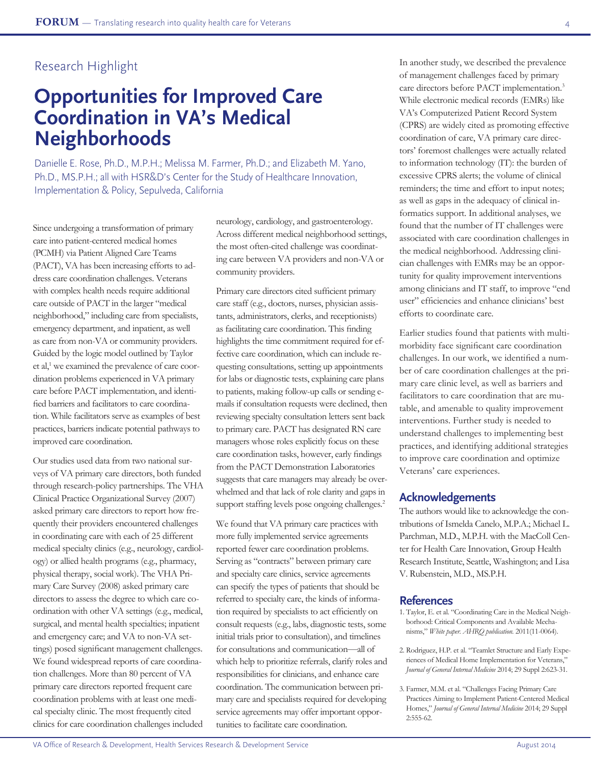Research Highlight

# Opportunities for Improved Care Coordination in VA's Medical Neighborhoods

Danielle E. Rose, Ph.D., M.P.H.; Melissa M. Farmer, Ph.D.; and Elizabeth M. Yano, Ph.D., MS.P.H.; all with HSR&D's Center for the Study of Healthcare Innovation, Implementation & Policy, Sepulveda, California

Since undergoing a transformation of primary care into patient-centered medical homes (PCMH) via Patient Aligned Care Teams (PACT), VA has been increasing efforts to address care coordination challenges. Veterans with complex health needs require additional care outside of PACT in the larger "medical neighborhood," including care from specialists, emergency department, and inpatient, as well as care from non-VA or community providers. Guided by the logic model outlined by Taylor et al,[1] we examined the prevalence of care coordination problems experienced in VA primary care before PACT implementation, and identified barriers and facilitators to care coordination. While facilitators serve as examples of best practices, barriers indicate potential pathways to improved care coordination.

Our studies used data from two national surveys of VA primary care directors, both funded through research-policy partnerships. The VHA Clinical Practice Organizational Survey (2007) asked primary care directors to report how frequently their providers encountered challenges in coordinating care with each of 25 different medical specialty clinics (e.g., neurology, cardiology) or allied health programs (e.g., pharmacy, physical therapy, social work). The VHA Primary Care Survey (2008) asked primary care directors to assess the degree to which care coordination with other VA settings (e.g., medical, surgical, and mental health specialties; inpatient and emergency care; and VA to non-VA settings) posed significant management challenges. We found widespread reports of care coordination challenges. More than 80 percent of VA primary care directors reported frequent care coordination problems with at least one medical specialty clinic. The most frequently cited clinics for care coordination challenges included neurology, cardiology, and gastroenterology. Across different medical neighborhood settings, the most often-cited challenge was coordinating care between VA providers and non-VA or community providers.

Primary care directors cited sufficient primary care staff (e.g., doctors, nurses, physician assistants, administrators, clerks, and receptionists) as facilitating care coordination. This finding highlights the time commitment required for effective care coordination, which can include requesting consultations, setting up appointments for labs or diagnostic tests, explaining care plans to patients, making follow-up calls or sending e-mails if consultation requests were declined, then reviewing specialty consultation letters sent back to primary care. PACT has designated RN care managers whose roles explicitly focus on these care coordination tasks, however, early findings from the PACT Demonstration Laboratories suggests that care managers may already be overwhelmed and that lack of role clarity and gaps in support staffing levels pose ongoing challenges.[2]

We found that VA primary care practices with more fully implemented service agreements reported fewer care coordination problems. Serving as "contracts" between primary care and specialty care clinics, service agreements can specify the types of patients that should be referred to specialty care, the kinds of information required by specialists to act efficiently on consult requests (e.g., labs, diagnostic tests, some initial trials prior to consultation), and timelines for consultations and communication—all of which help to prioritize referrals, clarify roles and responsibilities for clinicians, and enhance care coordination. The communication between primary care and specialists required for developing service agreements may offer important opportunities to facilitate care coordination.

In another study, we described the prevalence of management challenges faced by primary care directors before PACT implementation.[3] While electronic medical records (EMRs) like VA's Computerized Patient Record System (CPRS) are widely cited as promoting effective coordination of care, VA primary care directors' foremost challenges were actually related to information technology (IT): the burden of excessive CPRS alerts; the volume of clinical reminders; the time and effort to input notes; as well as gaps in the adequacy of clinical informatics support. In additional analyses, we found that the number of IT challenges were associated with care coordination challenges in the medical neighborhood. Addressing clinician challenges with EMRs may be an opportunity for quality improvement interventions among clinicians and IT staff, to improve "end user" efficiencies and enhance clinicians' best efforts to coordinate care.

Earlier studies found that patients with multimorbidity face significant care coordination challenges. In our work, we identified a number of care coordination challenges at the primary care clinic level, as well as barriers and facilitators to care coordination that are mutable, and amenable to quality improvement interventions. Further study is needed to understand challenges to implementing best practices, and identifying additional strategies to improve care coordination and optimize Veterans' care experiences.

## Acknowledgements

The authors would like to acknowledge the contributions of Ismelda Canelo, M.P.A.; Michael L. Parchman, M.D., M.P.H. with the MacColl Center for Health Care Innovation, Group Health Research Institute, Seattle, Washington; and Lisa V. Rubenstein, M.D., MS.P.H.

## References

1. Taylor, E. et al. "Coordinating Care in the Medical Neighborhood: Critical Components and Available Mechanisms," *White paper. AHRQ publication.* 2011(11-0064).
2. Rodriguez, H.P. et al. "Teamlet Structure and Early Experiences of Medical Home Implementation for Veterans," *Journal of General Internal Medicine* 2014; 29 Suppl 2:623-31.
3. Farmer, M.M. et al. "Challenges Facing Primary Care Practices Aiming to Implement Patient-Centered Medical Homes," *Journal of General Internal Medicine* 2014; 29 Suppl 2:555-62.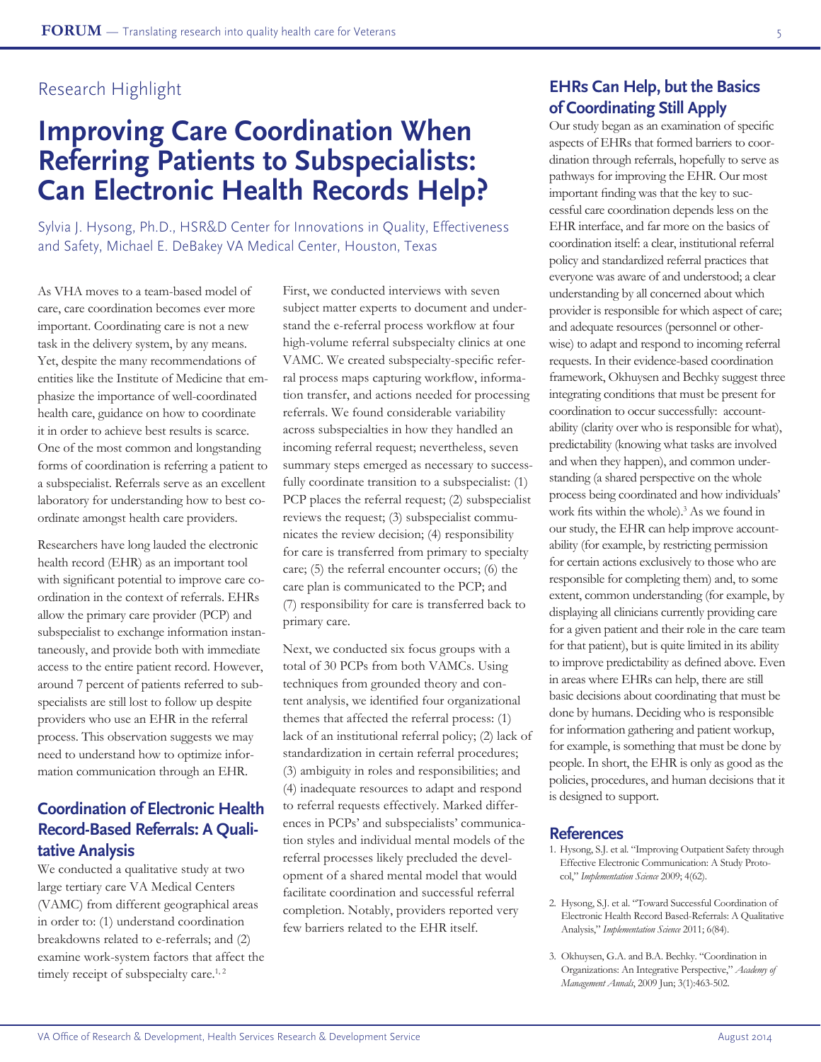Research Highlight

# Improving Care Coordination When Referring Patients to Subspecialists: Can Electronic Health Records Help?

Sylvia J. Hysong, Ph.D., HSR&D Center for Innovations in Quality, Effectiveness and Safety, Michael E. DeBakey VA Medical Center, Houston, Texas

As VHA moves to a team-based model of care, care coordination becomes ever more important. Coordinating care is not a new task in the delivery system, by any means. Yet, despite the many recommendations of entities like the Institute of Medicine that emphasize the importance of well-coordinated health care, guidance on how to coordinate it in order to achieve best results is scarce. One of the most common and longstanding forms of coordination is referring a patient to a subspecialist. Referrals serve as an excellent laboratory for understanding how to best coordinate amongst health care providers.

Researchers have long lauded the electronic health record (EHR) as an important tool with significant potential to improve care coordination in the context of referrals. EHRs allow the primary care provider (PCP) and subspecialist to exchange information instantaneously, and provide both with immediate access to the entire patient record. However, around 7 percent of patients referred to subspecialists are still lost to follow up despite providers who use an EHR in the referral process. This observation suggests we may need to understand how to optimize information communication through an EHR.

## Coordination of Electronic Health Record-Based Referrals: A Qualitative Analysis

We conducted a qualitative study at two large tertiary care VA Medical Centers (VAMC) from different geographical areas in order to: (1) understand coordination breakdowns related to e-referrals; and (2) examine work-system factors that affect the timely receipt of subspecialty care.[1, 2]

First, we conducted interviews with seven subject matter experts to document and understand the e-referral process workflow at four high-volume referral subspecialty clinics at one VAMC. We created subspecialty-specific referral process maps capturing workflow, information transfer, and actions needed for processing referrals. We found considerable variability across subspecialties in how they handled an incoming referral request; nevertheless, seven summary steps emerged as necessary to successfully coordinate transition to a subspecialist: (1) PCP places the referral request; (2) subspecialist reviews the request; (3) subspecialist communicates the review decision; (4) responsibility for care is transferred from primary to specialty care; (5) the referral encounter occurs; (6) the care plan is communicated to the PCP; and (7) responsibility for care is transferred back to primary care.

Next, we conducted six focus groups with a total of 30 PCPs from both VAMCs. Using techniques from grounded theory and content analysis, we identified four organizational themes that affected the referral process: (1) lack of an institutional referral policy; (2) lack of standardization in certain referral procedures; (3) ambiguity in roles and responsibilities; and (4) inadequate resources to adapt and respond to referral requests effectively. Marked differences in PCPs' and subspecialists' communication styles and individual mental models of the referral processes likely precluded the development of a shared mental model that would facilitate coordination and successful referral completion. Notably, providers reported very few barriers related to the EHR itself.

## EHRs Can Help, but the Basics of Coordinating Still Apply

Our study began as an examination of specific aspects of EHRs that formed barriers to coordination through referrals, hopefully to serve as pathways for improving the EHR. Our most important finding was that the key to successful care coordination depends less on the EHR interface, and far more on the basics of coordination itself: a clear, institutional referral policy and standardized referral practices that everyone was aware of and understood; a clear understanding by all concerned about which provider is responsible for which aspect of care; and adequate resources (personnel or otherwise) to adapt and respond to incoming referral requests. In their evidence-based coordination framework, Okhuysen and Bechky suggest three integrating conditions that must be present for coordination to occur successfully: accountability (clarity over who is responsible for what), predictability (knowing what tasks are involved and when they happen), and common understanding (a shared perspective on the whole process being coordinated and how individuals' work fits within the whole).[3] As we found in our study, the EHR can help improve accountability (for example, by restricting permission for certain actions exclusively to those who are responsible for completing them) and, to some extent, common understanding (for example, by displaying all clinicians currently providing care for a given patient and their role in the care team for that patient), but is quite limited in its ability to improve predictability as defined above. Even in areas where EHRs can help, there are still basic decisions about coordinating that must be done by humans. Deciding who is responsible for information gathering and patient workup, for example, is something that must be done by people. In short, the EHR is only as good as the policies, procedures, and human decisions that it is designed to support.

## References

1. Hysong, S.J. et al. "Improving Outpatient Safety through Effective Electronic Communication: A Study Protocol," *Implementation Science* 2009; 4(62).
2. Hysong, S.J. et al. "Toward Successful Coordination of Electronic Health Record Based-Referrals: A Qualitative Analysis," *Implementation Science* 2011; 6(84).
3. Okhuysen, G.A. and B.A. Bechky. "Coordination in Organizations: An Integrative Perspective," *Academy of Management Annals*, 2009 Jun; 3(1):463-502.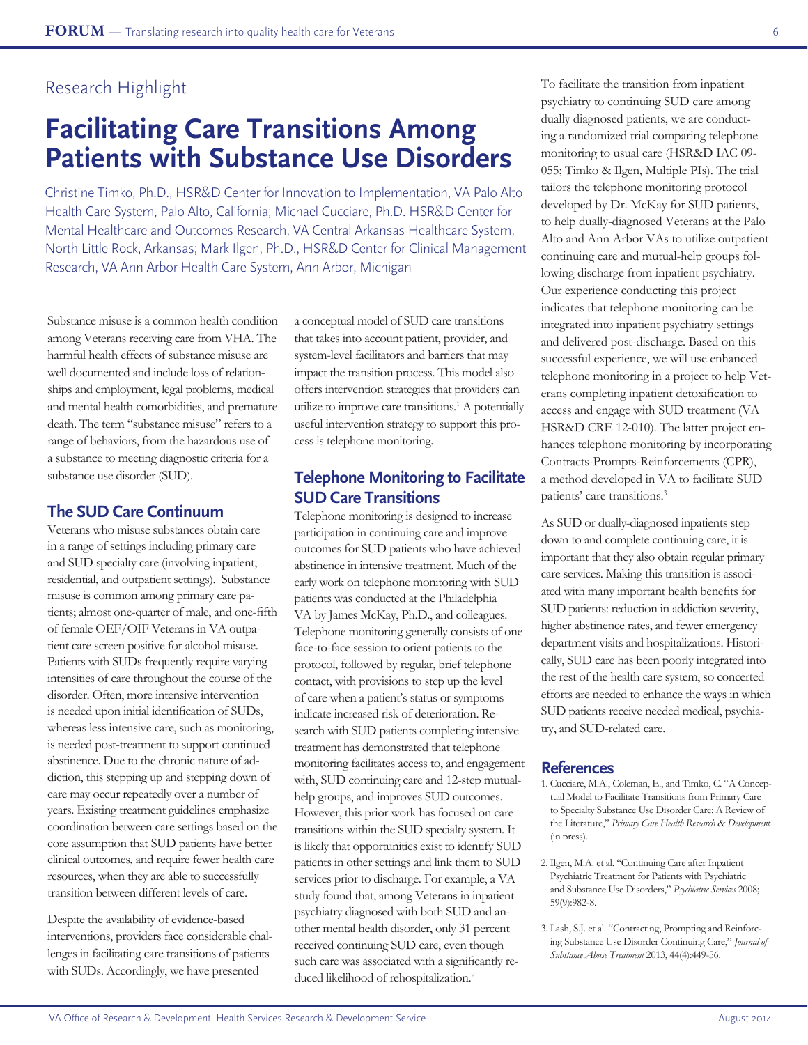Research Highlight

# Facilitating Care Transitions Among Patients with Substance Use Disorders

Christine Timko, Ph.D., HSR&D Center for Innovation to Implementation, VA Palo Alto Health Care System, Palo Alto, California; Michael Cucciare, Ph.D. HSR&D Center for Mental Healthcare and Outcomes Research, VA Central Arkansas Healthcare System, North Little Rock, Arkansas; Mark Ilgen, Ph.D., HSR&D Center for Clinical Management Research, VA Ann Arbor Health Care System, Ann Arbor, Michigan

Substance misuse is a common health condition among Veterans receiving care from VHA. The harmful health effects of substance misuse are well documented and include loss of relationships and employment, legal problems, medical and mental health comorbidities, and premature death. The term "substance misuse" refers to a range of behaviors, from the hazardous use of a substance to meeting diagnostic criteria for a substance use disorder (SUD).

## The SUD Care Continuum

Veterans who misuse substances obtain care in a range of settings including primary care and SUD specialty care (involving inpatient, residential, and outpatient settings). Substance misuse is common among primary care patients; almost one-quarter of male, and one-fifth of female OEF/OIF Veterans in VA outpatient care screen positive for alcohol misuse. Patients with SUDs frequently require varying intensities of care throughout the course of the disorder. Often, more intensive intervention is needed upon initial identification of SUDs, whereas less intensive care, such as monitoring, is needed post-treatment to support continued abstinence. Due to the chronic nature of addiction, this stepping up and stepping down of care may occur repeatedly over a number of years. Existing treatment guidelines emphasize coordination between care settings based on the core assumption that SUD patients have better clinical outcomes, and require fewer health care resources, when they are able to successfully transition between different levels of care.

Despite the availability of evidence-based interventions, providers face considerable challenges in facilitating care transitions of patients with SUDs. Accordingly, we have presented a conceptual model of SUD care transitions that takes into account patient, provider, and system-level facilitators and barriers that may impact the transition process. This model also offers intervention strategies that providers can utilize to improve care transitions.[1] A potentially useful intervention strategy to support this process is telephone monitoring.

## Telephone Monitoring to Facilitate SUD Care Transitions

Telephone monitoring is designed to increase participation in continuing care and improve outcomes for SUD patients who have achieved abstinence in intensive treatment. Much of the early work on telephone monitoring with SUD patients was conducted at the Philadelphia VA by James McKay, Ph.D., and colleagues. Telephone monitoring generally consists of one face-to-face session to orient patients to the protocol, followed by regular, brief telephone contact, with provisions to step up the level of care when a patient's status or symptoms indicate increased risk of deterioration. Research with SUD patients completing intensive treatment has demonstrated that telephone monitoring facilitates access to, and engagement with, SUD continuing care and 12-step mutual-help groups, and improves SUD outcomes. However, this prior work has focused on care transitions within the SUD specialty system. It is likely that opportunities exist to identify SUD patients in other settings and link them to SUD services prior to discharge. For example, a VA study found that, among Veterans in inpatient psychiatry diagnosed with both SUD and another mental health disorder, only 31 percent received continuing SUD care, even though such care was associated with a significantly reduced likelihood of rehospitalization.[2]

To facilitate the transition from inpatient psychiatry to continuing SUD care among dually diagnosed patients, we are conducting a randomized trial comparing telephone monitoring to usual care (HSR&D IAC 09-055; Timko & Ilgen, Multiple PIs). The trial tailors the telephone monitoring protocol developed by Dr. McKay for SUD patients, to help dually-diagnosed Veterans at the Palo Alto and Ann Arbor VAs to utilize outpatient continuing care and mutual-help groups following discharge from inpatient psychiatry. Our experience conducting this project indicates that telephone monitoring can be integrated into inpatient psychiatry settings and delivered post-discharge. Based on this successful experience, we will use enhanced telephone monitoring in a project to help Veterans completing inpatient detoxification to access and engage with SUD treatment (VA HSR&D CRE 12-010). The latter project enhances telephone monitoring by incorporating Contracts-Prompts-Reinforcements (CPR), a method developed in VA to facilitate SUD patients' care transitions.[3]

As SUD or dually-diagnosed inpatients step down to and complete continuing care, it is important that they also obtain regular primary care services. Making this transition is associated with many important health benefits for SUD patients: reduction in addiction severity, higher abstinence rates, and fewer emergency department visits and hospitalizations. Historically, SUD care has been poorly integrated into the rest of the health care system, so concerted efforts are needed to enhance the ways in which SUD patients receive needed medical, psychiatry, and SUD-related care.

## References

1. Cucciare, M.A., Coleman, E., and Timko, C. "A Conceptual Model to Facilitate Transitions from Primary Care to Specialty Substance Use Disorder Care: A Review of the Literature," *Primary Care Health Research & Development* (in press).

2. Ilgen, M.A. et al. "Continuing Care after Inpatient Psychiatric Treatment for Patients with Psychiatric and Substance Use Disorders," *Psychiatric Services* 2008; 59(9):982-8.

3. Lash, S.J. et al. "Contracting, Prompting and Reinforcing Substance Use Disorder Continuing Care," *Journal of Substance Abuse Treatment* 2013, 44(4):449-56.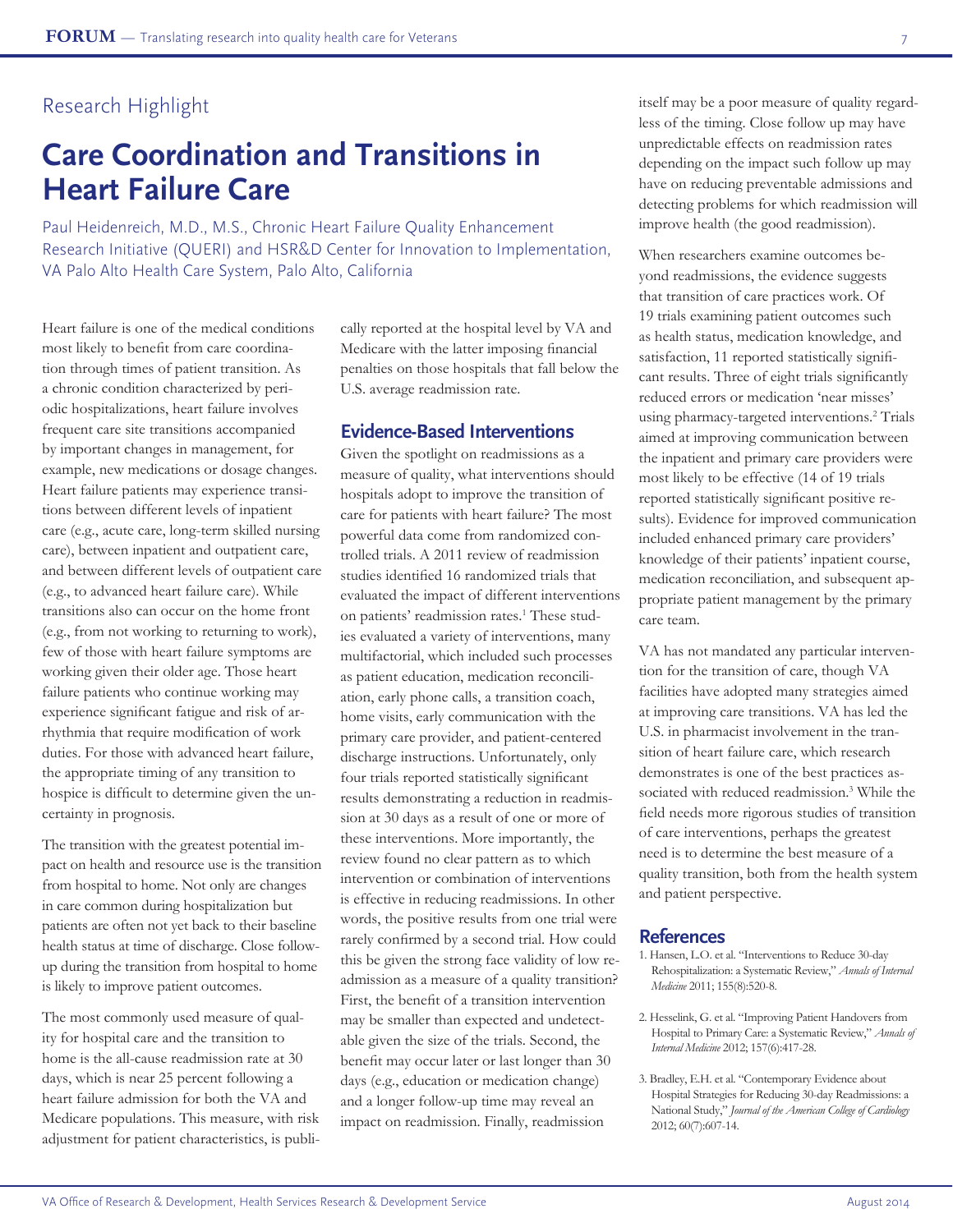Research Highlight

# Care Coordination and Transitions in Heart Failure Care

Paul Heidenreich, M.D., M.S., Chronic Heart Failure Quality Enhancement Research Initiative (QUERI) and HSR&D Center for Innovation to Implementation, VA Palo Alto Health Care System, Palo Alto, California

Heart failure is one of the medical conditions most likely to benefit from care coordination through times of patient transition. As a chronic condition characterized by periodic hospitalizations, heart failure involves frequent care site transitions accompanied by important changes in management, for example, new medications or dosage changes. Heart failure patients may experience transitions between different levels of inpatient care (e.g., acute care, long-term skilled nursing care), between inpatient and outpatient care, and between different levels of outpatient care (e.g., to advanced heart failure care). While transitions also can occur on the home front (e.g., from not working to returning to work), few of those with heart failure symptoms are working given their older age. Those heart failure patients who continue working may experience significant fatigue and risk of arrhythmia that require modification of work duties. For those with advanced heart failure, the appropriate timing of any transition to hospice is difficult to determine given the uncertainty in prognosis.

The transition with the greatest potential impact on health and resource use is the transition from hospital to home. Not only are changes in care common during hospitalization but patients are often not yet back to their baseline health status at time of discharge. Close follow-up during the transition from hospital to home is likely to improve patient outcomes.

The most commonly used measure of quality for hospital care and the transition to home is the all-cause readmission rate at 30 days, which is near 25 percent following a heart failure admission for both the VA and Medicare populations. This measure, with risk adjustment for patient characteristics, is publically reported at the hospital level by VA and Medicare with the latter imposing financial penalties on those hospitals that fall below the U.S. average readmission rate.

## Evidence-Based Interventions

Given the spotlight on readmissions as a measure of quality, what interventions should hospitals adopt to improve the transition of care for patients with heart failure? The most powerful data come from randomized controlled trials. A 2011 review of readmission studies identified 16 randomized trials that evaluated the impact of different interventions on patients' readmission rates.[1] These studies evaluated a variety of interventions, many multifactorial, which included such processes as patient education, medication reconciliation, early phone calls, a transition coach, home visits, early communication with the primary care provider, and patient-centered discharge instructions. Unfortunately, only four trials reported statistically significant results demonstrating a reduction in readmission at 30 days as a result of one or more of these interventions. More importantly, the review found no clear pattern as to which intervention or combination of interventions is effective in reducing readmissions. In other words, the positive results from one trial were rarely confirmed by a second trial. How could this be given the strong face validity of low readmission as a measure of a quality transition? First, the benefit of a transition intervention may be smaller than expected and undetectable given the size of the trials. Second, the benefit may occur later or last longer than 30 days (e.g., education or medication change) and a longer follow-up time may reveal an impact on readmission. Finally, readmission itself may be a poor measure of quality regardless of the timing. Close follow up may have unpredictable effects on readmission rates depending on the impact such follow up may have on reducing preventable admissions and detecting problems for which readmission will improve health (the good readmission).

When researchers examine outcomes beyond readmissions, the evidence suggests that transition of care practices work. Of 19 trials examining patient outcomes such as health status, medication knowledge, and satisfaction, 11 reported statistically significant results. Three of eight trials significantly reduced errors or medication 'near misses' using pharmacy-targeted interventions.[2] Trials aimed at improving communication between the inpatient and primary care providers were most likely to be effective (14 of 19 trials reported statistically significant positive results). Evidence for improved communication included enhanced primary care providers' knowledge of their patients' inpatient course, medication reconciliation, and subsequent appropriate patient management by the primary care team.

VA has not mandated any particular intervention for the transition of care, though VA facilities have adopted many strategies aimed at improving care transitions. VA has led the U.S. in pharmacist involvement in the transition of heart failure care, which research demonstrates is one of the best practices associated with reduced readmission.[3] While the field needs more rigorous studies of transition of care interventions, perhaps the greatest need is to determine the best measure of a quality transition, both from the health system and patient perspective.

## References

1. Hansen, L.O. et al. "Interventions to Reduce 30-day Rehospitalization: a Systematic Review," *Annals of Internal Medicine* 2011; 155(8):520-8.

2. Hesselink, G. et al. "Improving Patient Handovers from Hospital to Primary Care: a Systematic Review," *Annals of Internal Medicine* 2012; 157(6):417-28.

3. Bradley, E.H. et al. "Contemporary Evidence about Hospital Strategies for Reducing 30-day Readmissions: a National Study," *Journal of the American College of Cardiology* 2012; 60(7):607-14.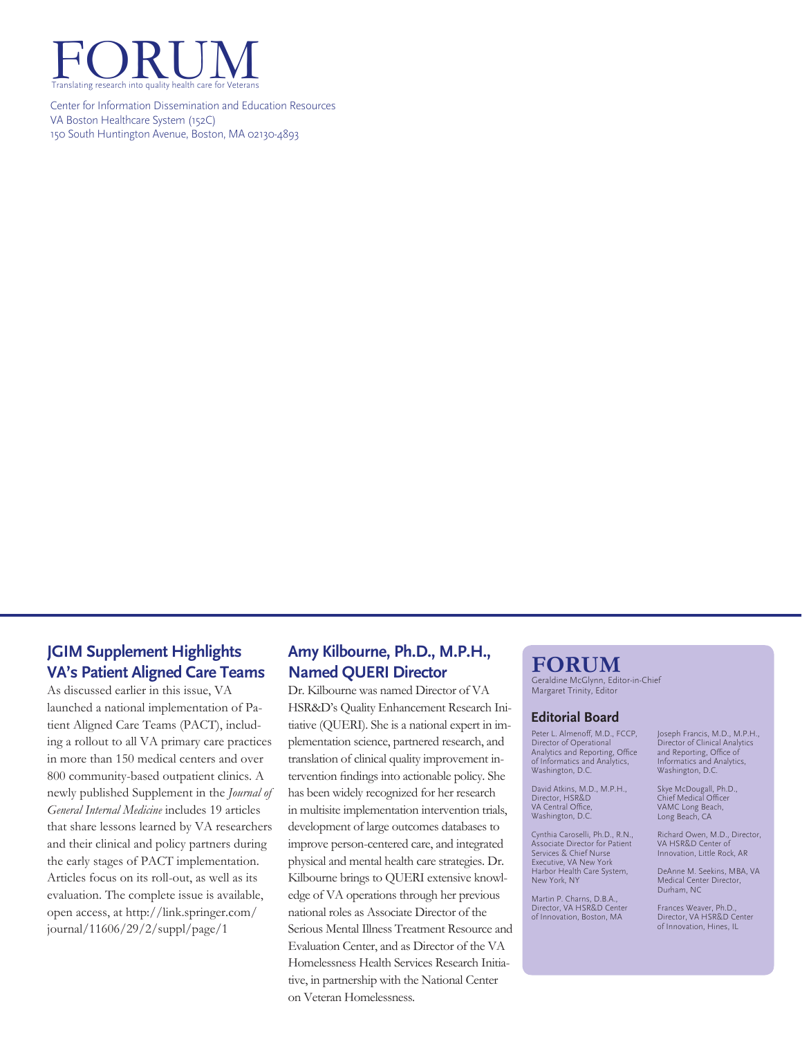# FORUM

Translating research into quality health care for Veterans

Center for Information Dissemination and Education Resources
VA Boston Healthcare System (152C)
150 South Huntington Avenue, Boston, MA 02130-4893

## JGIM Supplement Highlights VA's Patient Aligned Care Teams

As discussed earlier in this issue, VA launched a national implementation of Patient Aligned Care Teams (PACT), including a rollout to all VA primary care practices in more than 150 medical centers and over 800 community-based outpatient clinics. A newly published Supplement in the *Journal of General Internal Medicine* includes 19 articles that share lessons learned by VA researchers and their clinical and policy partners during the early stages of PACT implementation. Articles focus on its roll-out, as well as its evaluation. The complete issue is available, open access, at http://link.springer.com/journal/11606/29/2/suppl/page/1

## Amy Kilbourne, Ph.D., M.P.H., Named QUERI Director

Dr. Kilbourne was named Director of VA HSR&D's Quality Enhancement Research Initiative (QUERI). She is a national expert in implementation science, partnered research, and translation of clinical quality improvement intervention findings into actionable policy. She has been widely recognized for her research in multisite implementation intervention trials, development of large outcomes databases to improve person-centered care, and integrated physical and mental health care strategies. Dr. Kilbourne brings to QUERI extensive knowledge of VA operations through her previous national roles as Associate Director of the Serious Mental Illness Treatment Resource and Evaluation Center, and as Director of the VA Homelessness Health Services Research Initiative, in partnership with the National Center on Veteran Homelessness.

## FORUM

Geraldine McGlynn, Editor-in-Chief
Margaret Trinity, Editor

### Editorial Board

Peter L. Almenoff, M.D., FCCP, Director of Operational Analytics and Reporting, Office of Informatics and Analytics, Washington, D.C.

David Atkins, M.D., M.P.H., Director, HSR&D VA Central Office, Washington, D.C.

Cynthia Caroselli, Ph.D., R.N., Associate Director for Patient Services & Chief Nurse Executive, VA New York Harbor Health Care System, New York, NY

Martin P. Charns, D.B.A., Director, VA HSR&D Center of Innovation, Boston, MA

Joseph Francis, M.D., M.P.H., Director of Clinical Analytics and Reporting, Office of Informatics and Analytics, Washington, D.C.

Skye McDougall, Ph.D., Chief Medical Officer VAMC Long Beach, Long Beach, CA

Richard Owen, M.D., Director, VA HSR&D Center of Innovation, Little Rock, AR

DeAnne M. Seekins, MBA, VA Medical Center Director, Durham, NC

Frances Weaver, Ph.D., Director, VA HSR&D Center of Innovation, Hines, IL